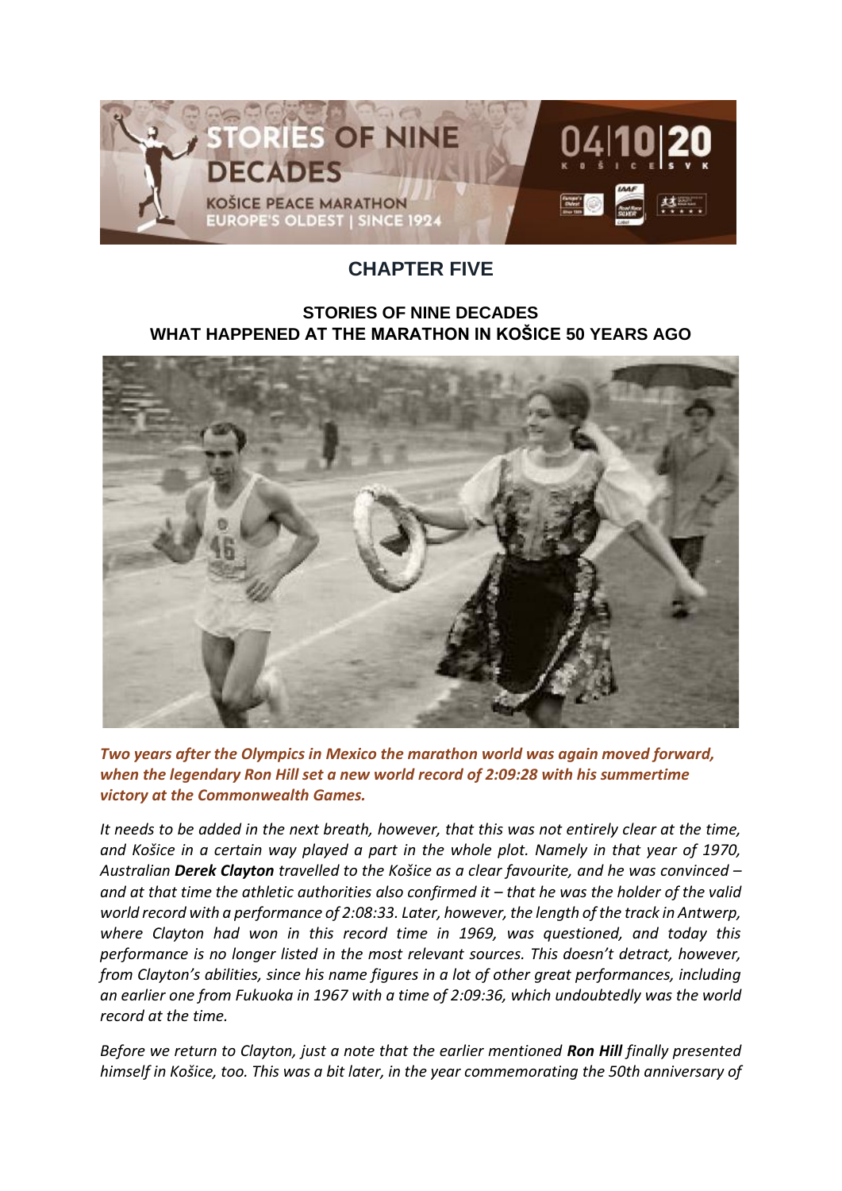# CHAPTER FIVE

## STORIES OF NINE DECADES
## WHAT HAPPENED AT THE MARATHON IN KOŠICE 50 YEARS AGO

***Two years after the Olympics in Mexico the marathon world was again moved forward, when the legendary Ron Hill set a new world record of 2:09:28 with his summertime victory at the Commonwealth Games.***

*It needs to be added in the next breath, however, that this was not entirely clear at the time, and Košice in a certain way played a part in the whole plot. Namely in that year of 1970, Australian* ***Derek Clayton*** *travelled to the Košice as a clear favourite, and he was convinced – and at that time the athletic authorities also confirmed it – that he was the holder of the valid world record with a performance of 2:08:33. Later, however, the length of the track in Antwerp, where Clayton had won in this record time in 1969, was questioned, and today this performance is no longer listed in the most relevant sources. This doesn't detract, however, from Clayton's abilities, since his name figures in a lot of other great performances, including an earlier one from Fukuoka in 1967 with a time of 2:09:36, which undoubtedly was the world record at the time.*

*Before we return to Clayton, just a note that the earlier mentioned* ***Ron Hill*** *finally presented himself in Košice, too. This was a bit later, in the year commemorating the 50th anniversary of*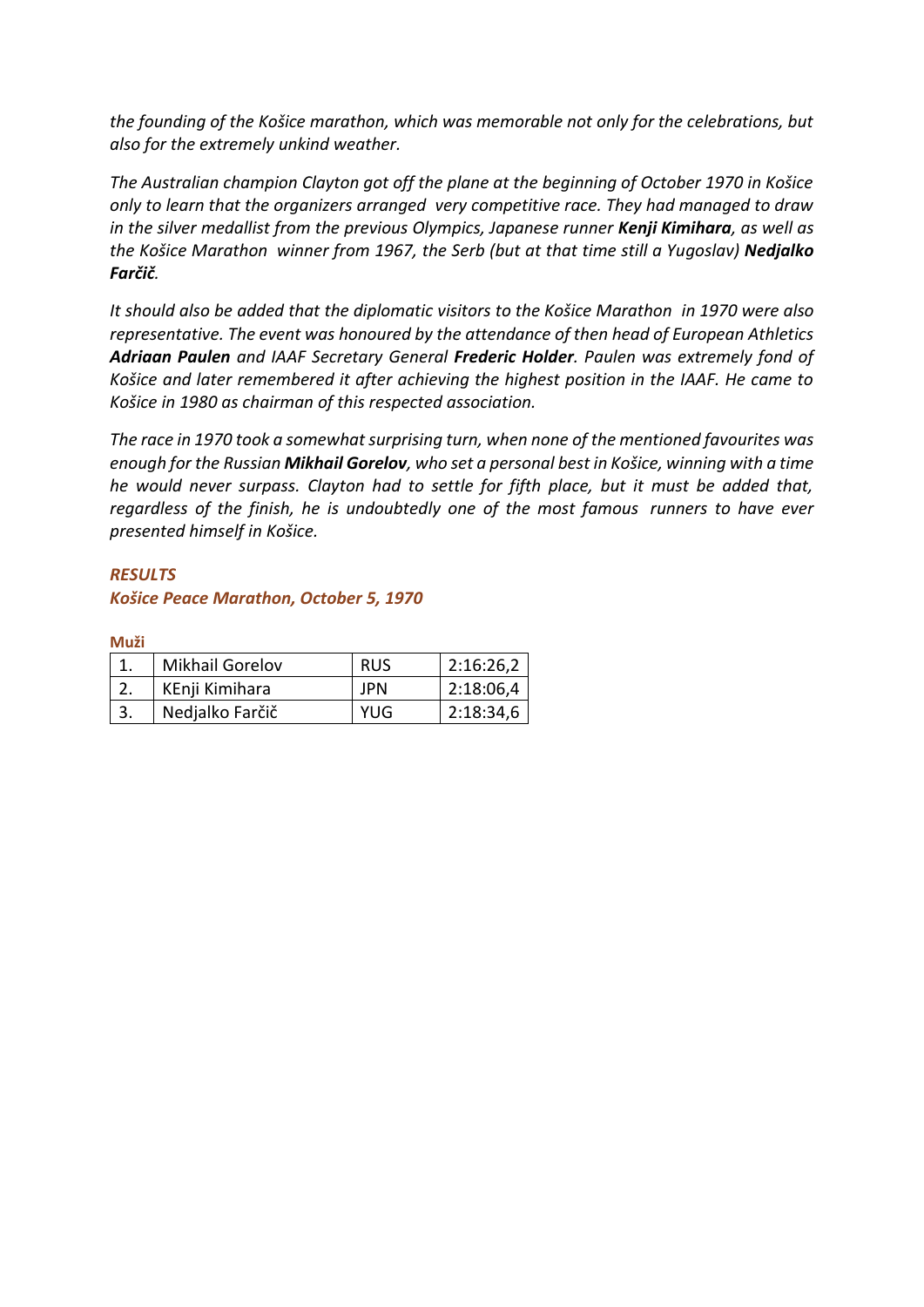*the founding of the Košice marathon, which was memorable not only for the celebrations, but also for the extremely unkind weather.*

*The Australian champion Clayton got off the plane at the beginning of October 1970 in Košice only to learn that the organizers arranged very competitive race. They had managed to draw in the silver medallist from the previous Olympics, Japanese runner **Kenji Kimihara**, as well as the Košice Marathon winner from 1967, the Serb (but at that time still a Yugoslav) **Nedjalko Farčič**.*

*It should also be added that the diplomatic visitors to the Košice Marathon in 1970 were also representative. The event was honoured by the attendance of then head of European Athletics **Adriaan Paulen** and IAAF Secretary General **Frederic Holder**. Paulen was extremely fond of Košice and later remembered it after achieving the highest position in the IAAF. He came to Košice in 1980 as chairman of this respected association.*

*The race in 1970 took a somewhat surprising turn, when none of the mentioned favourites was enough for the Russian **Mikhail Gorelov**, who set a personal best in Košice, winning with a time he would never surpass. Clayton had to settle for fifth place, but it must be added that, regardless of the finish, he is undoubtedly one of the most famous runners to have ever presented himself in Košice.*

***RESULTS***

***Košice Peace Marathon, October 5, 1970***

**Muži**

| | | | |
|---|---|---|---|
| 1. | Mikhail Gorelov | RUS | 2:16:26,2 |
| 2. | KEnji Kimihara | JPN | 2:18:06,4 |
| 3. | Nedjalko Farčič | YUG | 2:18:34,6 |